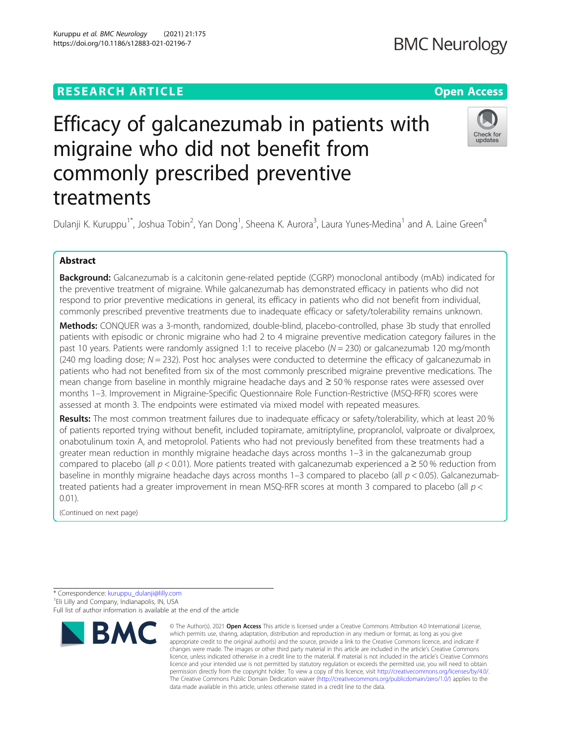RESEARCH ARTICLE

Open Access

# Efficacy of galcanezumab in patients with migraine who did not benefit from commonly prescribed preventive treatments

Dulanji K. Kuruppu[1*], Joshua Tobin[2], Yan Dong[1], Sheena K. Aurora[3], Laura Yunes-Medina[1] and A. Laine Green[4]

## Abstract

**Background:** Galcanezumab is a calcitonin gene-related peptide (CGRP) monoclonal antibody (mAb) indicated for the preventive treatment of migraine. While galcanezumab has demonstrated efficacy in patients who did not respond to prior preventive medications in general, its efficacy in patients who did not benefit from individual, commonly prescribed preventive treatments due to inadequate efficacy or safety/tolerability remains unknown.

**Methods:** CONQUER was a 3-month, randomized, double-blind, placebo-controlled, phase 3b study that enrolled patients with episodic or chronic migraine who had 2 to 4 migraine preventive medication category failures in the past 10 years. Patients were randomly assigned 1:1 to receive placebo ($N = 230$) or galcanezumab 120 mg/month (240 mg loading dose; $N = 232$). Post hoc analyses were conducted to determine the efficacy of galcanezumab in patients who had not benefited from six of the most commonly prescribed migraine preventive medications. The mean change from baseline in monthly migraine headache days and ≥ 50 % response rates were assessed over months 1–3. Improvement in Migraine-Specific Questionnaire Role Function-Restrictive (MSQ-RFR) scores were assessed at month 3. The endpoints were estimated via mixed model with repeated measures.

**Results:** The most common treatment failures due to inadequate efficacy or safety/tolerability, which at least 20 % of patients reported trying without benefit, included topiramate, amitriptyline, propranolol, valproate or divalproex, onabotulinum toxin A, and metoprolol. Patients who had not previously benefited from these treatments had a greater mean reduction in monthly migraine headache days across months 1–3 in the galcanezumab group compared to placebo (all $p < 0.01$). More patients treated with galcanezumab experienced a ≥ 50 % reduction from baseline in monthly migraine headache days across months 1–3 compared to placebo (all $p < 0.05$). Galcanezumab-treated patients had a greater improvement in mean MSQ-RFR scores at month 3 compared to placebo (all $p < 0.01$).

(Continued on next page)

* Correspondence: kuruppu_dulanji@lilly.com

[1]Eli Lilly and Company, Indianapolis, IN, USA

Full list of author information is available at the end of the article

© The Author(s). 2021 **Open Access** This article is licensed under a Creative Commons Attribution 4.0 International License, which permits use, sharing, adaptation, distribution and reproduction in any medium or format, as long as you give appropriate credit to the original author(s) and the source, provide a link to the Creative Commons licence, and indicate if changes were made. The images or other third party material in this article are included in the article's Creative Commons licence, unless indicated otherwise in a credit line to the material. If material is not included in the article's Creative Commons licence and your intended use is not permitted by statutory regulation or exceeds the permitted use, you will need to obtain permission directly from the copyright holder. To view a copy of this licence, visit http://creativecommons.org/licenses/by/4.0/. The Creative Commons Public Domain Dedication waiver (http://creativecommons.org/publicdomain/zero/1.0/) applies to the data made available in this article, unless otherwise stated in a credit line to the data.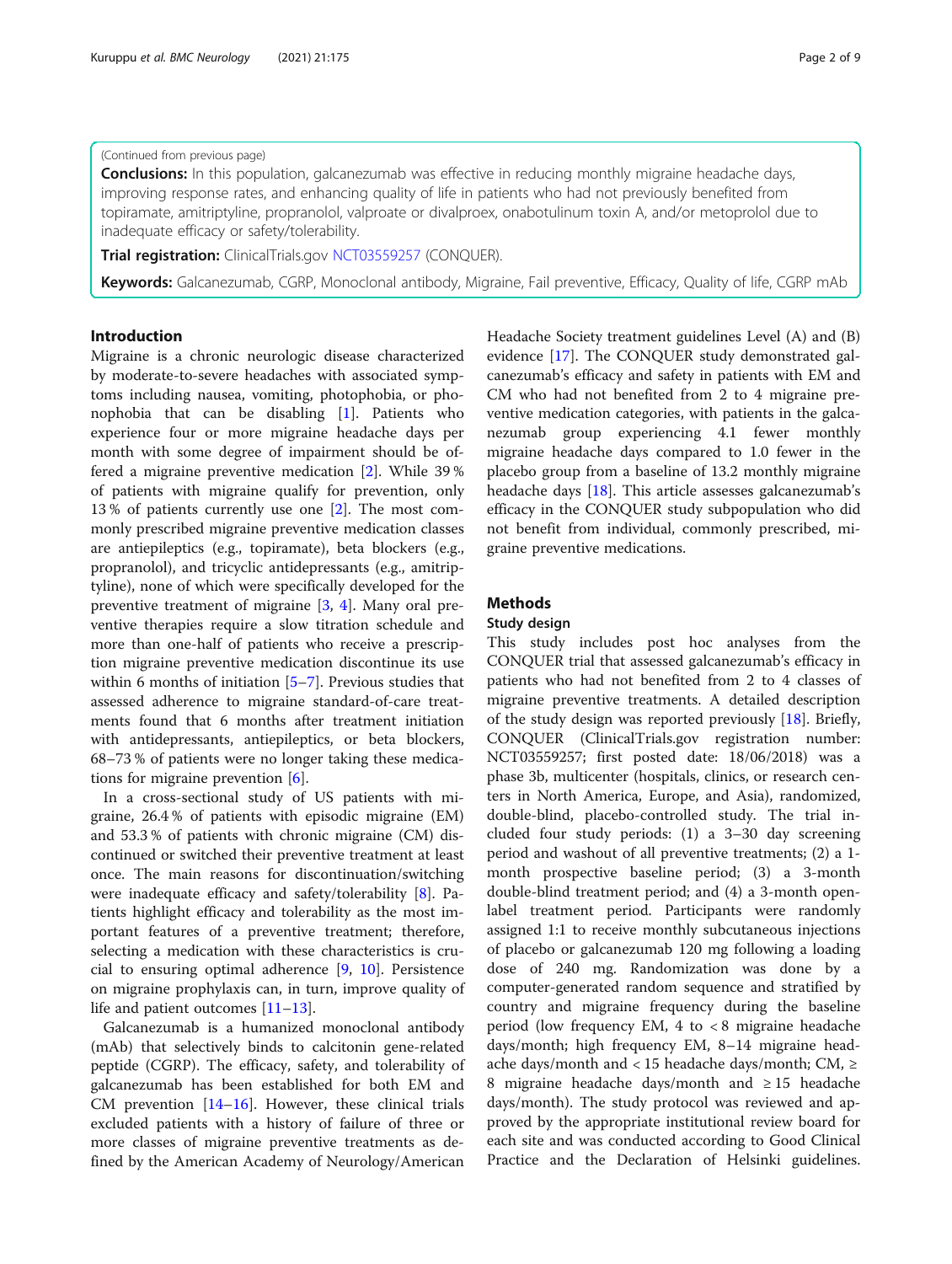(Continued from previous page)

**Conclusions:** In this population, galcanezumab was effective in reducing monthly migraine headache days, improving response rates, and enhancing quality of life in patients who had not previously benefited from topiramate, amitriptyline, propranolol, valproate or divalproex, onabotulinum toxin A, and/or metoprolol due to inadequate efficacy or safety/tolerability.

**Trial registration:** ClinicalTrials.gov NCT03559257 (CONQUER).

**Keywords:** Galcanezumab, CGRP, Monoclonal antibody, Migraine, Fail preventive, Efficacy, Quality of life, CGRP mAb

## Introduction

Migraine is a chronic neurologic disease characterized by moderate-to-severe headaches with associated symptoms including nausea, vomiting, photophobia, or phonophobia that can be disabling [1]. Patients who experience four or more migraine headache days per month with some degree of impairment should be offered a migraine preventive medication [2]. While 39 % of patients with migraine qualify for prevention, only 13 % of patients currently use one [2]. The most commonly prescribed migraine preventive medication classes are antiepileptics (e.g., topiramate), beta blockers (e.g., propranolol), and tricyclic antidepressants (e.g., amitriptyline), none of which were specifically developed for the preventive treatment of migraine [3, 4]. Many oral preventive therapies require a slow titration schedule and more than one-half of patients who receive a prescription migraine preventive medication discontinue its use within 6 months of initiation [5–7]. Previous studies that assessed adherence to migraine standard-of-care treatments found that 6 months after treatment initiation with antidepressants, antiepileptics, or beta blockers, 68–73 % of patients were no longer taking these medications for migraine prevention [6].

In a cross-sectional study of US patients with migraine, 26.4 % of patients with episodic migraine (EM) and 53.3 % of patients with chronic migraine (CM) discontinued or switched their preventive treatment at least once. The main reasons for discontinuation/switching were inadequate efficacy and safety/tolerability [8]. Patients highlight efficacy and tolerability as the most important features of a preventive treatment; therefore, selecting a medication with these characteristics is crucial to ensuring optimal adherence [9, 10]. Persistence on migraine prophylaxis can, in turn, improve quality of life and patient outcomes [11–13].

Galcanezumab is a humanized monoclonal antibody (mAb) that selectively binds to calcitonin gene-related peptide (CGRP). The efficacy, safety, and tolerability of galcanezumab has been established for both EM and CM prevention [14–16]. However, these clinical trials excluded patients with a history of failure of three or more classes of migraine preventive treatments as defined by the American Academy of Neurology/American Headache Society treatment guidelines Level (A) and (B) evidence [17]. The CONQUER study demonstrated galcanezumab's efficacy and safety in patients with EM and CM who had not benefited from 2 to 4 migraine preventive medication categories, with patients in the galcanezumab group experiencing 4.1 fewer monthly migraine headache days compared to 1.0 fewer in the placebo group from a baseline of 13.2 monthly migraine headache days [18]. This article assesses galcanezumab's efficacy in the CONQUER study subpopulation who did not benefit from individual, commonly prescribed, migraine preventive medications.

## Methods

### Study design

This study includes post hoc analyses from the CONQUER trial that assessed galcanezumab's efficacy in patients who had not benefited from 2 to 4 classes of migraine preventive treatments. A detailed description of the study design was reported previously [18]. Briefly, CONQUER (ClinicalTrials.gov registration number: NCT03559257; first posted date: 18/06/2018) was a phase 3b, multicenter (hospitals, clinics, or research centers in North America, Europe, and Asia), randomized, double-blind, placebo-controlled study. The trial included four study periods: (1) a 3–30 day screening period and washout of all preventive treatments; (2) a 1-month prospective baseline period; (3) a 3-month double-blind treatment period; and (4) a 3-month open-label treatment period. Participants were randomly assigned 1:1 to receive monthly subcutaneous injections of placebo or galcanezumab 120 mg following a loading dose of 240 mg. Randomization was done by a computer-generated random sequence and stratified by country and migraine frequency during the baseline period (low frequency EM, 4 to < 8 migraine headache days/month; high frequency EM, 8–14 migraine headache days/month and < 15 headache days/month; CM, ≥ 8 migraine headache days/month and ≥ 15 headache days/month). The study protocol was reviewed and approved by the appropriate institutional review board for each site and was conducted according to Good Clinical Practice and the Declaration of Helsinki guidelines.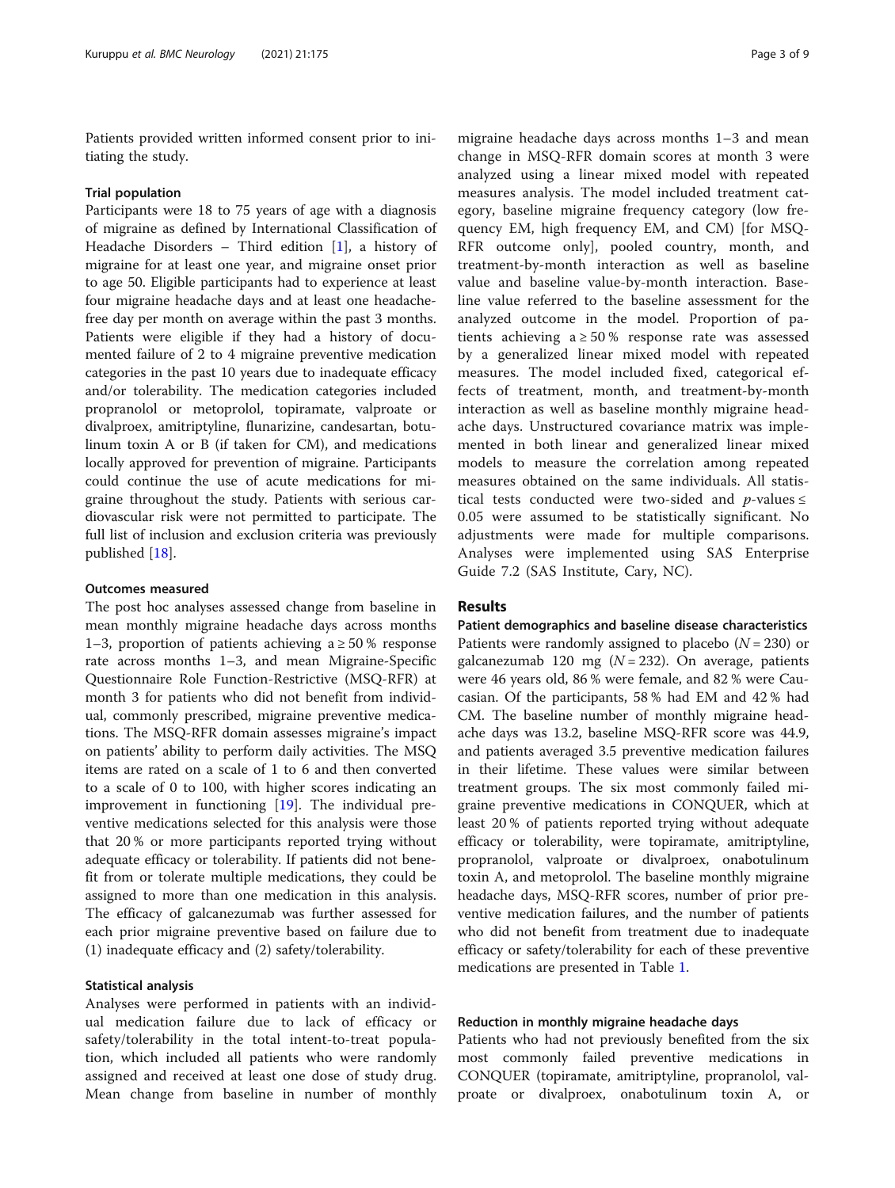Patients provided written informed consent prior to initiating the study.

### Trial population

Participants were 18 to 75 years of age with a diagnosis of migraine as defined by International Classification of Headache Disorders – Third edition [1], a history of migraine for at least one year, and migraine onset prior to age 50. Eligible participants had to experience at least four migraine headache days and at least one headache-free day per month on average within the past 3 months. Patients were eligible if they had a history of documented failure of 2 to 4 migraine preventive medication categories in the past 10 years due to inadequate efficacy and/or tolerability. The medication categories included propranolol or metoprolol, topiramate, valproate or divalproex, amitriptyline, flunarizine, candesartan, botulinum toxin A or B (if taken for CM), and medications locally approved for prevention of migraine. Participants could continue the use of acute medications for migraine throughout the study. Patients with serious cardiovascular risk were not permitted to participate. The full list of inclusion and exclusion criteria was previously published [18].

### Outcomes measured

The post hoc analyses assessed change from baseline in mean monthly migraine headache days across months 1–3, proportion of patients achieving a ≥ 50 % response rate across months 1–3, and mean Migraine-Specific Questionnaire Role Function-Restrictive (MSQ-RFR) at month 3 for patients who did not benefit from individual, commonly prescribed, migraine preventive medications. The MSQ-RFR domain assesses migraine's impact on patients' ability to perform daily activities. The MSQ items are rated on a scale of 1 to 6 and then converted to a scale of 0 to 100, with higher scores indicating an improvement in functioning [19]. The individual preventive medications selected for this analysis were those that 20 % or more participants reported trying without adequate efficacy or tolerability. If patients did not benefit from or tolerate multiple medications, they could be assigned to more than one medication in this analysis. The efficacy of galcanezumab was further assessed for each prior migraine preventive based on failure due to (1) inadequate efficacy and (2) safety/tolerability.

### Statistical analysis

Analyses were performed in patients with an individual medication failure due to lack of efficacy or safety/tolerability in the total intent-to-treat population, which included all patients who were randomly assigned and received at least one dose of study drug. Mean change from baseline in number of monthly migraine headache days across months 1–3 and mean change in MSQ-RFR domain scores at month 3 were analyzed using a linear mixed model with repeated measures analysis. The model included treatment category, baseline migraine frequency category (low frequency EM, high frequency EM, and CM) [for MSQ-RFR outcome only], pooled country, month, and treatment-by-month interaction as well as baseline value and baseline value-by-month interaction. Baseline value referred to the baseline assessment for the analyzed outcome in the model. Proportion of patients achieving a ≥ 50 % response rate was assessed by a generalized linear mixed model with repeated measures. The model included fixed, categorical effects of treatment, month, and treatment-by-month interaction as well as baseline monthly migraine headache days. Unstructured covariance matrix was implemented in both linear and generalized linear mixed models to measure the correlation among repeated measures obtained on the same individuals. All statistical tests conducted were two-sided and $p$-values ≤ 0.05 were assumed to be statistically significant. No adjustments were made for multiple comparisons. Analyses were implemented using SAS Enterprise Guide 7.2 (SAS Institute, Cary, NC).

## Results

### Patient demographics and baseline disease characteristics

Patients were randomly assigned to placebo ($N = 230$) or galcanezumab 120 mg ($N = 232$). On average, patients were 46 years old, 86 % were female, and 82 % were Caucasian. Of the participants, 58 % had EM and 42 % had CM. The baseline number of monthly migraine headache days was 13.2, baseline MSQ-RFR score was 44.9, and patients averaged 3.5 preventive medication failures in their lifetime. These values were similar between treatment groups. The six most commonly failed migraine preventive medications in CONQUER, which at least 20 % of patients reported trying without adequate efficacy or tolerability, were topiramate, amitriptyline, propranolol, valproate or divalproex, onabotulinum toxin A, and metoprolol. The baseline monthly migraine headache days, MSQ-RFR scores, number of prior preventive medication failures, and the number of patients who did not benefit from treatment due to inadequate efficacy or safety/tolerability for each of these preventive medications are presented in Table 1.

### Reduction in monthly migraine headache days

Patients who had not previously benefited from the six most commonly failed preventive medications in CONQUER (topiramate, amitriptyline, propranolol, valproate or divalproex, onabotulinum toxin A, or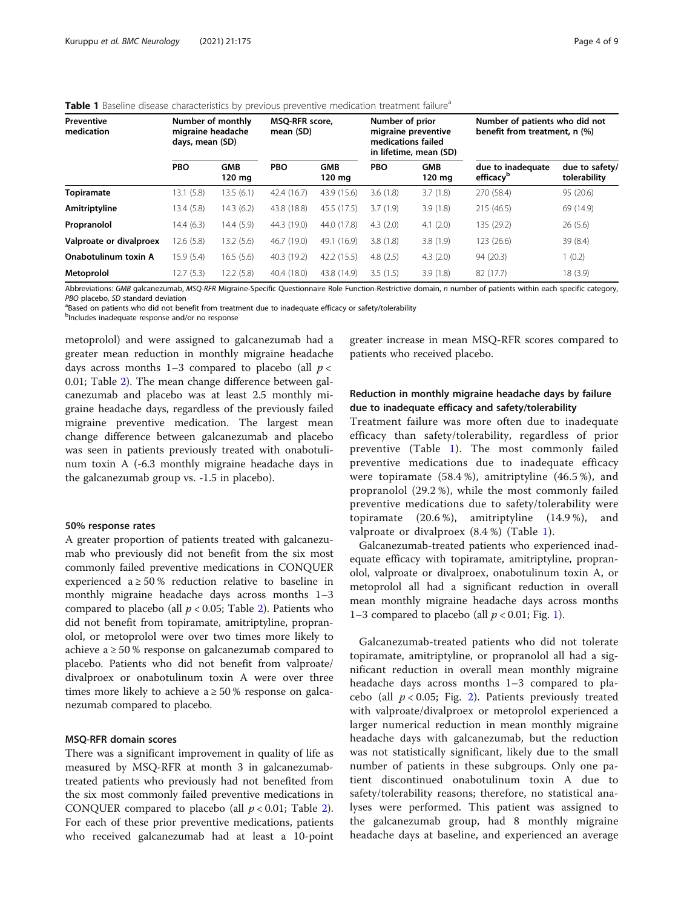**Table 1** Baseline disease characteristics by previous preventive medication treatment failure[a]

| Preventive medication | Number of monthly migraine headache days, mean (SD) | | MSQ-RFR score, mean (SD) | | Number of prior migraine preventive medications failed in lifetime, mean (SD) | | Number of patients who did not benefit from treatment, n (%) | |
|---|---|---|---|---|---|---|---|---|
| | PBO | GMB 120 mg | PBO | GMB 120 mg | PBO | GMB 120 mg | due to inadequate efficacy[b] | due to safety/ tolerability |
| **Topiramate** | 13.1 (5.8) | 13.5 (6.1) | 42.4 (16.7) | 43.9 (15.6) | 3.6 (1.8) | 3.7 (1.8) | 270 (58.4) | 95 (20.6) |
| **Amitriptyline** | 13.4 (5.8) | 14.3 (6.2) | 43.8 (18.8) | 45.5 (17.5) | 3.7 (1.9) | 3.9 (1.8) | 215 (46.5) | 69 (14.9) |
| **Propranolol** | 14.4 (6.3) | 14.4 (5.9) | 44.3 (19.0) | 44.0 (17.8) | 4.3 (2.0) | 4.1 (2.0) | 135 (29.2) | 26 (5.6) |
| **Valproate or divalproex** | 12.6 (5.8) | 13.2 (5.6) | 46.7 (19.0) | 49.1 (16.9) | 3.8 (1.8) | 3.8 (1.9) | 123 (26.6) | 39 (8.4) |
| **Onabotulinum toxin A** | 15.9 (5.4) | 16.5 (5.6) | 40.3 (19.2) | 42.2 (15.5) | 4.8 (2.5) | 4.3 (2.0) | 94 (20.3) | 1 (0.2) |
| **Metoprolol** | 12.7 (5.3) | 12.2 (5.8) | 40.4 (18.0) | 43.8 (14.9) | 3.5 (1.5) | 3.9 (1.8) | 82 (17.7) | 18 (3.9) |

Abbreviations: *GMB* galcanezumab, *MSQ-RFR* Migraine-Specific Questionnaire Role Function-Restrictive domain, *n* number of patients within each specific category, *PBO* placebo, *SD* standard deviation

[a]Based on patients who did not benefit from treatment due to inadequate efficacy or safety/tolerability

[b]Includes inadequate response and/or no response

metoprolol) and were assigned to galcanezumab had a greater mean reduction in monthly migraine headache days across months 1–3 compared to placebo (all $p < 0.01$; Table 2). The mean change difference between galcanezumab and placebo was at least 2.5 monthly migraine headache days, regardless of the previously failed migraine preventive medication. The largest mean change difference between galcanezumab and placebo was seen in patients previously treated with onabotulinum toxin A (-6.3 monthly migraine headache days in the galcanezumab group vs. -1.5 in placebo).

### 50% response rates

A greater proportion of patients treated with galcanezumab who previously did not benefit from the six most commonly failed preventive medications in CONQUER experienced a ≥ 50 % reduction relative to baseline in monthly migraine headache days across months 1–3 compared to placebo (all $p < 0.05$; Table 2). Patients who did not benefit from topiramate, amitriptyline, propranolol, or metoprolol were over two times more likely to achieve a ≥ 50 % response on galcanezumab compared to placebo. Patients who did not benefit from valproate/divalproex or onabotulinum toxin A were over three times more likely to achieve a ≥ 50 % response on galcanezumab compared to placebo.

### MSQ-RFR domain scores

There was a significant improvement in quality of life as measured by MSQ-RFR at month 3 in galcanezumab-treated patients who previously had not benefited from the six most commonly failed preventive medications in CONQUER compared to placebo (all $p < 0.01$; Table 2). For each of these prior preventive medications, patients who received galcanezumab had at least a 10-point greater increase in mean MSQ-RFR scores compared to patients who received placebo.

### Reduction in monthly migraine headache days by failure due to inadequate efficacy and safety/tolerability

Treatment failure was more often due to inadequate efficacy than safety/tolerability, regardless of prior preventive (Table 1). The most commonly failed preventive medications due to inadequate efficacy were topiramate (58.4 %), amitriptyline (46.5 %), and propranolol (29.2 %), while the most commonly failed preventive medications due to safety/tolerability were topiramate (20.6 %), amitriptyline (14.9 %), and valproate or divalproex (8.4 %) (Table 1).

Galcanezumab-treated patients who experienced inadequate efficacy with topiramate, amitriptyline, propranolol, valproate or divalproex, onabotulinum toxin A, or metoprolol all had a significant reduction in overall mean monthly migraine headache days across months 1–3 compared to placebo (all $p < 0.01$; Fig. 1).

Galcanezumab-treated patients who did not tolerate topiramate, amitriptyline, or propranolol all had a significant reduction in overall mean monthly migraine headache days across months 1–3 compared to placebo (all $p < 0.05$; Fig. 2). Patients previously treated with valproate/divalproex or metoprolol experienced a larger numerical reduction in mean monthly migraine headache days with galcanezumab, but the reduction was not statistically significant, likely due to the small number of patients in these subgroups. Only one patient discontinued onabotulinum toxin A due to safety/tolerability reasons; therefore, no statistical analyses were performed. This patient was assigned to the galcanezumab group, had 8 monthly migraine headache days at baseline, and experienced an average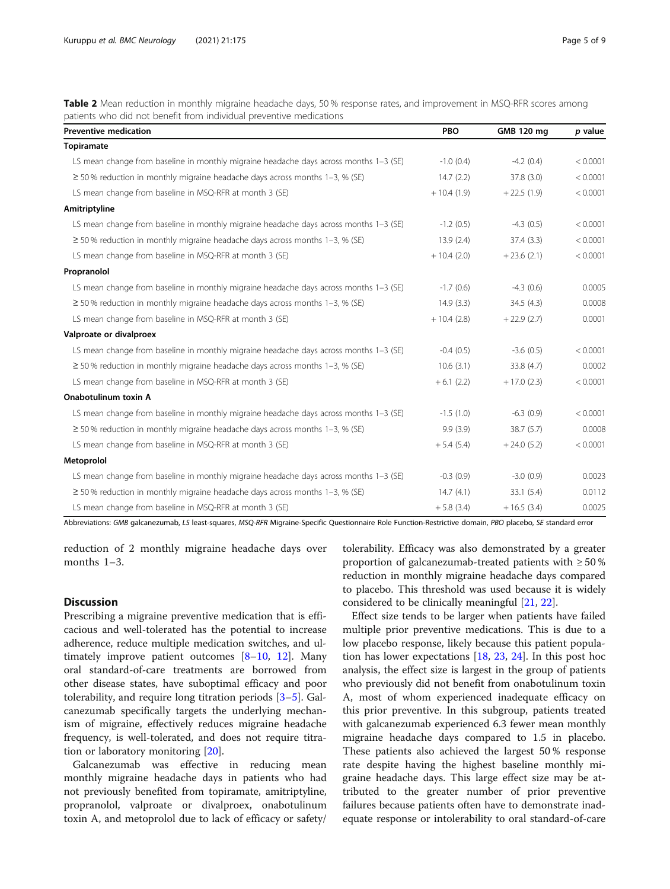**Table 2** Mean reduction in monthly migraine headache days, 50 % response rates, and improvement in MSQ-RFR scores among patients who did not benefit from individual preventive medications

| Preventive medication | PBO | GMB 120 mg | *p* value |
|---|---|---|---|
| **Topiramate** | | | |
| LS mean change from baseline in monthly migraine headache days across months 1–3 (SE) | -1.0 (0.4) | -4.2 (0.4) | < 0.0001 |
| ≥ 50 % reduction in monthly migraine headache days across months 1–3, % (SE) | 14.7 (2.2) | 37.8 (3.0) | < 0.0001 |
| LS mean change from baseline in MSQ-RFR at month 3 (SE) | + 10.4 (1.9) | + 22.5 (1.9) | < 0.0001 |
| **Amitriptyline** | | | |
| LS mean change from baseline in monthly migraine headache days across months 1–3 (SE) | -1.2 (0.5) | -4.3 (0.5) | < 0.0001 |
| ≥ 50 % reduction in monthly migraine headache days across months 1–3, % (SE) | 13.9 (2.4) | 37.4 (3.3) | < 0.0001 |
| LS mean change from baseline in MSQ-RFR at month 3 (SE) | + 10.4 (2.0) | + 23.6 (2.1) | < 0.0001 |
| **Propranolol** | | | |
| LS mean change from baseline in monthly migraine headache days across months 1–3 (SE) | -1.7 (0.6) | -4.3 (0.6) | 0.0005 |
| ≥ 50 % reduction in monthly migraine headache days across months 1–3, % (SE) | 14.9 (3.3) | 34.5 (4.3) | 0.0008 |
| LS mean change from baseline in MSQ-RFR at month 3 (SE) | + 10.4 (2.8) | + 22.9 (2.7) | 0.0001 |
| **Valproate or divalproex** | | | |
| LS mean change from baseline in monthly migraine headache days across months 1–3 (SE) | -0.4 (0.5) | -3.6 (0.5) | < 0.0001 |
| ≥ 50 % reduction in monthly migraine headache days across months 1–3, % (SE) | 10.6 (3.1) | 33.8 (4.7) | 0.0002 |
| LS mean change from baseline in MSQ-RFR at month 3 (SE) | + 6.1 (2.2) | + 17.0 (2.3) | < 0.0001 |
| **Onabotulinum toxin A** | | | |
| LS mean change from baseline in monthly migraine headache days across months 1–3 (SE) | -1.5 (1.0) | -6.3 (0.9) | < 0.0001 |
| ≥ 50 % reduction in monthly migraine headache days across months 1–3, % (SE) | 9.9 (3.9) | 38.7 (5.7) | 0.0008 |
| LS mean change from baseline in MSQ-RFR at month 3 (SE) | + 5.4 (5.4) | + 24.0 (5.2) | < 0.0001 |
| **Metoprolol** | | | |
| LS mean change from baseline in monthly migraine headache days across months 1–3 (SE) | -0.3 (0.9) | -3.0 (0.9) | 0.0023 |
| ≥ 50 % reduction in monthly migraine headache days across months 1–3, % (SE) | 14.7 (4.1) | 33.1 (5.4) | 0.0112 |
| LS mean change from baseline in MSQ-RFR at month 3 (SE) | + 5.8 (3.4) | + 16.5 (3.4) | 0.0025 |

Abbreviations: *GMB* galcanezumab, *LS* least-squares, *MSQ-RFR* Migraine-Specific Questionnaire Role Function-Restrictive domain, *PBO* placebo, *SE* standard error

reduction of 2 monthly migraine headache days over months 1–3.

## Discussion

Prescribing a migraine preventive medication that is efficacious and well-tolerated has the potential to increase adherence, reduce multiple medication switches, and ultimately improve patient outcomes [8–10, 12]. Many oral standard-of-care treatments are borrowed from other disease states, have suboptimal efficacy and poor tolerability, and require long titration periods [3–5]. Galcanezumab specifically targets the underlying mechanism of migraine, effectively reduces migraine headache frequency, is well-tolerated, and does not require titration or laboratory monitoring [20].

Galcanezumab was effective in reducing mean monthly migraine headache days in patients who had not previously benefited from topiramate, amitriptyline, propranolol, valproate or divalproex, onabotulinum toxin A, and metoprolol due to lack of efficacy or safety/tolerability. Efficacy was also demonstrated by a greater proportion of galcanezumab-treated patients with ≥ 50 % reduction in monthly migraine headache days compared to placebo. This threshold was used because it is widely considered to be clinically meaningful [21, 22].

Effect size tends to be larger when patients have failed multiple prior preventive medications. This is due to a low placebo response, likely because this patient population has lower expectations [18, 23, 24]. In this post hoc analysis, the effect size is largest in the group of patients who previously did not benefit from onabotulinum toxin A, most of whom experienced inadequate efficacy on this prior preventive. In this subgroup, patients treated with galcanezumab experienced 6.3 fewer mean monthly migraine headache days compared to 1.5 in placebo. These patients also achieved the largest 50 % response rate despite having the highest baseline monthly migraine headache days. This large effect size may be attributed to the greater number of prior preventive failures because patients often have to demonstrate inadequate response or intolerability to oral standard-of-care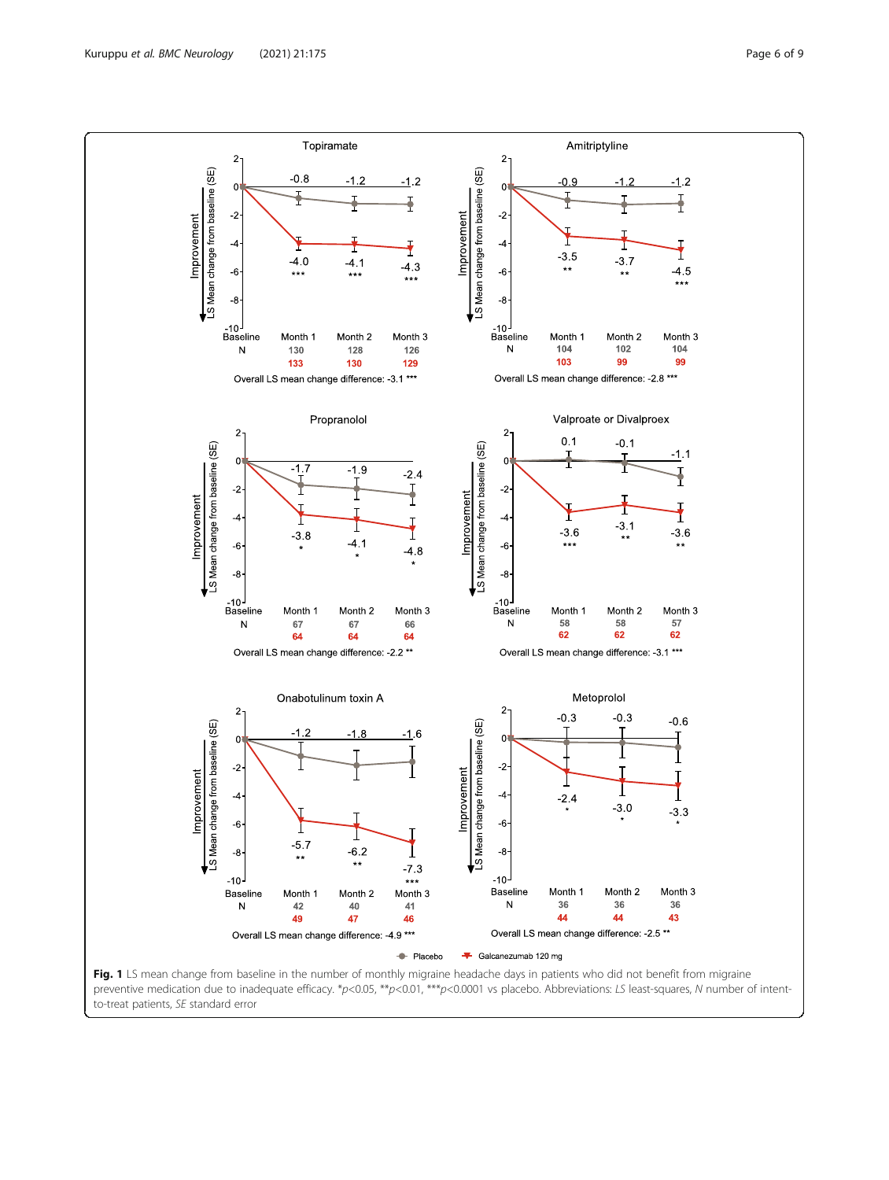**Fig. 1** LS mean change from baseline in the number of monthly migraine headache days in patients who did not benefit from migraine preventive medication due to inadequate efficacy. *$p<0.05$, **$p<0.01$, ***$p<0.0001$ vs placebo. Abbreviations: *LS* least-squares, *N* number of intent-to-treat patients, *SE* standard error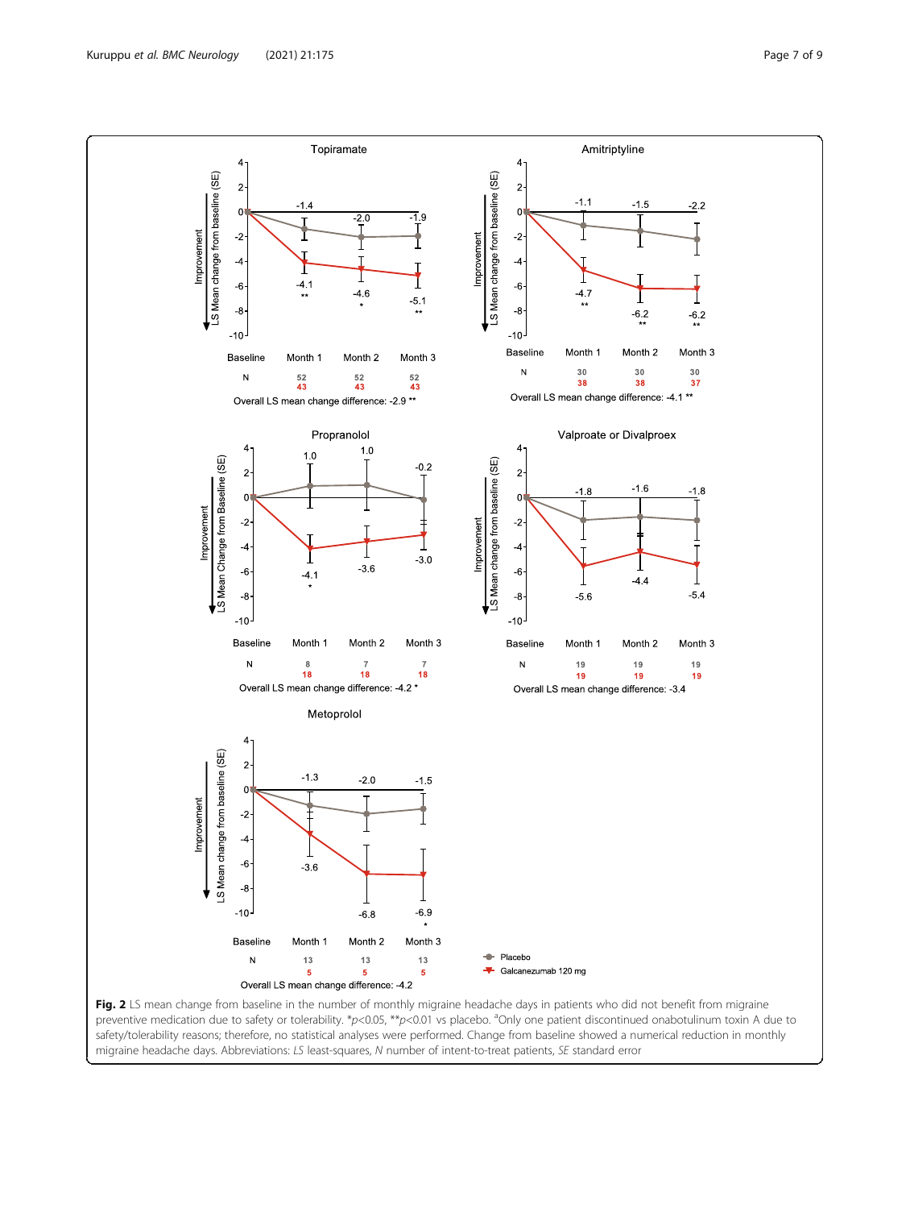**Fig. 2** LS mean change from baseline in the number of monthly migraine headache days in patients who did not benefit from migraine preventive medication due to safety or tolerability. *$p<0.05$, **$p<0.01$ vs placebo. [a]Only one patient discontinued onabotulinum toxin A due to safety/tolerability reasons; therefore, no statistical analyses were performed. Change from baseline showed a numerical reduction in monthly migraine headache days. Abbreviations: *LS* least-squares, *N* number of intent-to-treat patients, *SE* standard error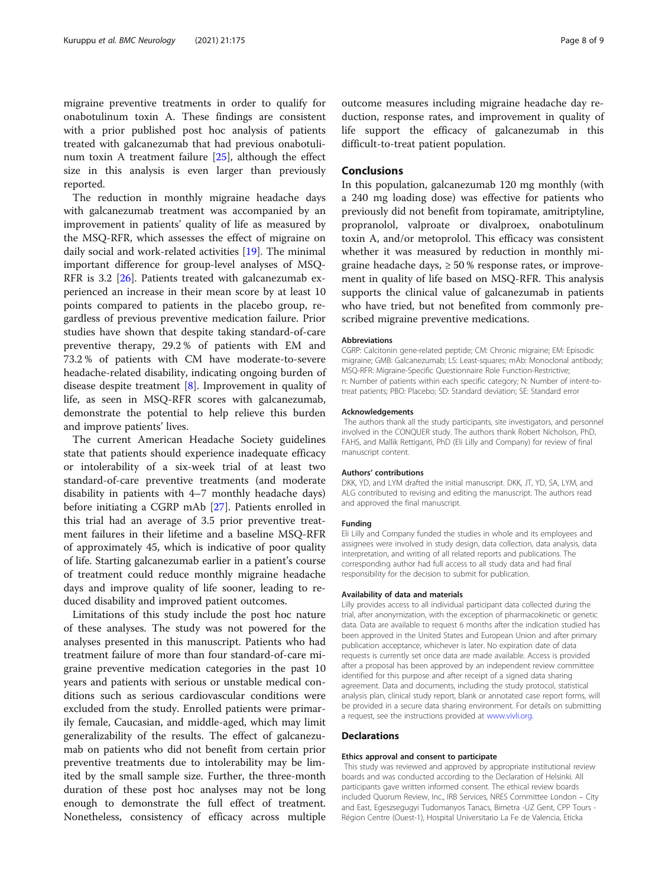migraine preventive treatments in order to qualify for onabotulinum toxin A. These findings are consistent with a prior published post hoc analysis of patients treated with galcanezumab that had previous onabotulinum toxin A treatment failure [25], although the effect size in this analysis is even larger than previously reported.

The reduction in monthly migraine headache days with galcanezumab treatment was accompanied by an improvement in patients' quality of life as measured by the MSQ-RFR, which assesses the effect of migraine on daily social and work-related activities [19]. The minimal important difference for group-level analyses of MSQ-RFR is 3.2 [26]. Patients treated with galcanezumab experienced an increase in their mean score by at least 10 points compared to patients in the placebo group, regardless of previous preventive medication failure. Prior studies have shown that despite taking standard-of-care preventive therapy, 29.2 % of patients with EM and 73.2 % of patients with CM have moderate-to-severe headache-related disability, indicating ongoing burden of disease despite treatment [8]. Improvement in quality of life, as seen in MSQ-RFR scores with galcanezumab, demonstrate the potential to help relieve this burden and improve patients' lives.

The current American Headache Society guidelines state that patients should experience inadequate efficacy or intolerability of a six-week trial of at least two standard-of-care preventive treatments (and moderate disability in patients with 4–7 monthly headache days) before initiating a CGRP mAb [27]. Patients enrolled in this trial had an average of 3.5 prior preventive treatment failures in their lifetime and a baseline MSQ-RFR of approximately 45, which is indicative of poor quality of life. Starting galcanezumab earlier in a patient's course of treatment could reduce monthly migraine headache days and improve quality of life sooner, leading to reduced disability and improved patient outcomes.

Limitations of this study include the post hoc nature of these analyses. The study was not powered for the analyses presented in this manuscript. Patients who had treatment failure of more than four standard-of-care migraine preventive medication categories in the past 10 years and patients with serious or unstable medical conditions such as serious cardiovascular conditions were excluded from the study. Enrolled patients were primarily female, Caucasian, and middle-aged, which may limit generalizability of the results. The effect of galcanezumab on patients who did not benefit from certain prior preventive treatments due to intolerability may be limited by the small sample size. Further, the three-month duration of these post hoc analyses may not be long enough to demonstrate the full effect of treatment. Nonetheless, consistency of efficacy across multiple outcome measures including migraine headache day reduction, response rates, and improvement in quality of life support the efficacy of galcanezumab in this difficult-to-treat patient population.

## Conclusions

In this population, galcanezumab 120 mg monthly (with a 240 mg loading dose) was effective for patients who previously did not benefit from topiramate, amitriptyline, propranolol, valproate or divalproex, onabotulinum toxin A, and/or metoprolol. This efficacy was consistent whether it was measured by reduction in monthly migraine headache days, ≥ 50 % response rates, or improvement in quality of life based on MSQ-RFR. This analysis supports the clinical value of galcanezumab in patients who have tried, but not benefited from commonly prescribed migraine preventive medications.

#### Abbreviations

CGRP: Calcitonin gene-related peptide; CM: Chronic migraine; EM: Episodic migraine; GMB: Galcanezumab; LS: Least-squares; mAb: Monoclonal antibody; MSQ-RFR: Migraine-Specific Questionnaire Role Function-Restrictive; n: Number of patients within each specific category; N: Number of intent-to-treat patients; PBO: Placebo; SD: Standard deviation; SE: Standard error

#### Acknowledgements

The authors thank all the study participants, site investigators, and personnel involved in the CONQUER study. The authors thank Robert Nicholson, PhD, FAHS, and Mallik Rettiganti, PhD (Eli Lilly and Company) for review of final manuscript content.

#### Authors' contributions

DKK, YD, and LYM drafted the initial manuscript. DKK, JT, YD, SA, LYM, and ALG contributed to revising and editing the manuscript. The authors read and approved the final manuscript.

#### Funding

Eli Lilly and Company funded the studies in whole and its employees and assignees were involved in study design, data collection, data analysis, data interpretation, and writing of all related reports and publications. The corresponding author had full access to all study data and had final responsibility for the decision to submit for publication.

#### Availability of data and materials

Lilly provides access to all individual participant data collected during the trial, after anonymization, with the exception of pharmacokinetic or genetic data. Data are available to request 6 months after the indication studied has been approved in the United States and European Union and after primary publication acceptance, whichever is later. No expiration date of data requests is currently set once data are made available. Access is provided after a proposal has been approved by an independent review committee identified for this purpose and after receipt of a signed data sharing agreement. Data and documents, including the study protocol, statistical analysis plan, clinical study report, blank or annotated case report forms, will be provided in a secure data sharing environment. For details on submitting a request, see the instructions provided at www.vivli.org.

## Declarations

#### Ethics approval and consent to participate

This study was reviewed and approved by appropriate institutional review boards and was conducted according to the Declaration of Helsinki. All participants gave written informed consent. The ethical review boards included Quorum Review, Inc., IRB Services, NRES Committee London – City and East, Egeszsegugyi Tudomanyos Tanacs, Bimetra -UZ Gent, CPP Tours - Région Centre (Ouest-1), Hospital Universitario La Fe de Valencia, Eticka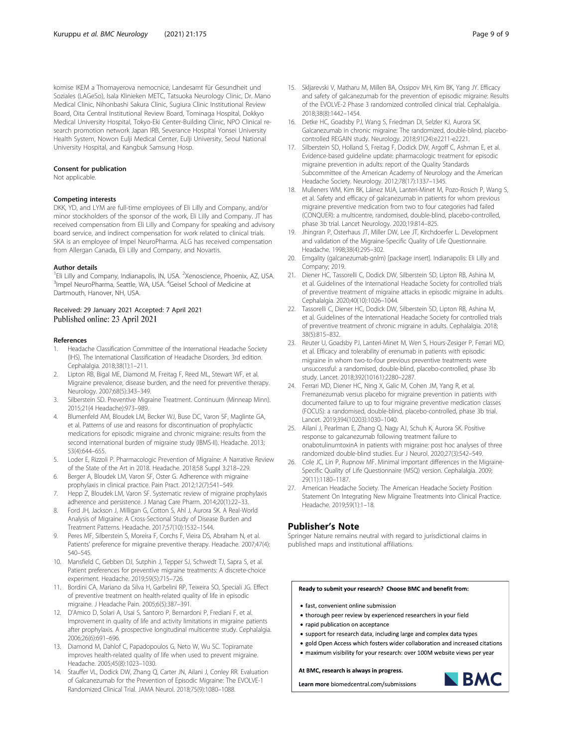komise IKEM a Thomayerova nemocnice, Landesamt für Gesundheit und Soziales (LAGeSo), Isala Klinieken METC, Tatsuoka Neurology Clinic, Dr. Mano Medical Clinic, Nihonbashi Sakura Clinic, Sugiura Clinic Institutional Review Board, Oita Central Institutional Review Board, Tominaga Hospital, Dokkyo Medical University Hospital, Tokyo-Eki Center-Building Clinic, NPO Clinical research promotion network Japan IRB, Severance Hospital Yonsei University Health System, Nowon Eulji Medical Center, Eulji University, Seoul National University Hospital, and Kangbuk Samsung Hosp.

### Consent for publication

Not applicable.

### Competing interests

DKK, YD, and LYM are full-time employees of Eli Lilly and Company, and/or minor stockholders of the sponsor of the work, Eli Lilly and Company. JT has received compensation from Eli Lilly and Company for speaking and advisory board service, and indirect compensation for work related to clinical trials. SKA is an employee of Impel NeuroPharma. ALG has received compensation from Allergan Canada, Eli Lilly and Company, and Novartis.

### Author details

[1]Eli Lilly and Company, Indianapolis, IN, USA. [2]Xenoscience, Phoenix, AZ, USA. [3]Impel NeuroPharma, Seattle, WA, USA. [4]Geisel School of Medicine at Dartmouth, Hanover, NH, USA.

Received: 29 January 2021 Accepted: 7 April 2021
Published online: 23 April 2021

### References

1. Headache Classification Committee of the International Headache Society (IHS). The International Classification of Headache Disorders, 3rd edition. Cephalalgia. 2018;38(1):1–211.
2. Lipton RB, Bigal ME, Diamond M, Freitag F, Reed ML, Stewart WF, et al. Migraine prevalence, disease burden, and the need for preventive therapy. Neurology. 2007;68(5):343–349.
3. Silberstein SD. Preventive Migraine Treatment. Continuum (Minneap Minn). 2015;21(4 Headache):973–989.
4. Blumenfeld AM, Bloudek LM, Becker WJ, Buse DC, Varon SF, Maglinte GA, et al. Patterns of use and reasons for discontinuation of prophylactic medications for episodic migraine and chronic migraine: results from the second international burden of migraine study (IBMS-II). Headache. 2013; 53(4):644–655.
5. Loder E, Rizzoli P. Pharmacologic Prevention of Migraine: A Narrative Review of the State of the Art in 2018. Headache. 2018;58 Suppl 3:218–229.
6. Berger A, Bloudek LM, Varon SF, Oster G. Adherence with migraine prophylaxis in clinical practice. Pain Pract. 2012;12(7):541–549.
7. Hepp Z, Bloudek LM, Varon SF. Systematic review of migraine prophylaxis adherence and persistence. J Manag Care Pharm. 2014;20(1):22–33.
8. Ford JH, Jackson J, Milligan G, Cotton S, Ahl J, Aurora SK. A Real-World Analysis of Migraine: A Cross-Sectional Study of Disease Burden and Treatment Patterns. Headache. 2017;57(10):1532–1544.
9. Peres MF, Silberstein S, Moreira F, Corchs F, Vieira DS, Abraham N, et al. Patients' preference for migraine preventive therapy. Headache. 2007;47(4): 540–545.
10. Mansfield C, Gebben DJ, Sutphin J, Tepper SJ, Schwedt TJ, Sapra S, et al. Patient preferences for preventive migraine treatments: A discrete-choice experiment. Headache. 2019;59(5):715–726.
11. Bordini CA, Mariano da Silva H, Garbelini RP, Teixeira SO, Speciali JG. Effect of preventive treatment on health-related quality of life in episodic migraine. J Headache Pain. 2005;6(5):387–391.
12. D'Amico D, Solari A, Usai S, Santoro P, Bernardoni P, Frediani F, et al. Improvement in quality of life and activity limitations in migraine patients after prophylaxis. A prospective longitudinal multicentre study. Cephalalgia. 2006;26(6):691–696.
13. Diamond M, Dahlof C, Papadopoulos G, Neto W, Wu SC. Topiramate improves health-related quality of life when used to prevent migraine. Headache. 2005;45(8):1023–1030.
14. Stauffer VL, Dodick DW, Zhang Q, Carter JN, Ailani J, Conley RR. Evaluation of Galcanezumab for the Prevention of Episodic Migraine: The EVOLVE-1 Randomized Clinical Trial. JAMA Neurol. 2018;75(9):1080–1088.
15. Skljarevski V, Matharu M, Millen BA, Ossipov MH, Kim BK, Yang JY. Efficacy and safety of galcanezumab for the prevention of episodic migraine: Results of the EVOLVE-2 Phase 3 randomized controlled clinical trial. Cephalalgia. 2018;38(8):1442–1454.
16. Detke HC, Goadsby PJ, Wang S, Friedman DI, Selzler KJ, Aurora SK. Galcanezumab in chronic migraine: The randomized, double-blind, placebo-controlled REGAIN study. Neurology. 2018;91(24):e2211-e2221.
17. Silberstein SD, Holland S, Freitag F, Dodick DW, Argoff C, Ashman E, et al. Evidence-based guideline update: pharmacologic treatment for episodic migraine prevention in adults: report of the Quality Standards Subcommittee of the American Academy of Neurology and the American Headache Society. Neurology. 2012;78(17):1337–1345.
18. Mulleners WM, Kim BK, Láinez MJA, Lanteri-Minet M, Pozo-Rosich P, Wang S, et al. Safety and efficacy of galcanezumab in patients for whom previous migraine preventive medication from two to four categories had failed (CONQUER): a multicentre, randomised, double-blind, placebo-controlled, phase 3b trial. Lancet Neurology. 2020;19:814–825.
19. Jhingran P, Osterhaus JT, Miller DW, Lee JT, Kirchdoerfer L. Development and validation of the Migraine-Specific Quality of Life Questionnaire. Headache. 1998;38(4):295–302.
20. Emgality (galcanezumab-gnlm) [package insert]. Indianapolis: Eli Lilly and Company; 2019.
21. Diener HC, Tassorelli C, Dodick DW, Silberstein SD, Lipton RB, Ashina M, et al. Guidelines of the International Headache Society for controlled trials of preventive treatment of migraine attacks in episodic migraine in adults. Cephalalgia. 2020;40(10):1026–1044.
22. Tassorelli C, Diener HC, Dodick DW, Silberstein SD, Lipton RB, Ashina M, et al. Guidelines of the International Headache Society for controlled trials of preventive treatment of chronic migraine in adults. Cephalalgia. 2018; 38(5):815–832.
23. Reuter U, Goadsby PJ, Lanteri-Minet M, Wen S, Hours-Zesiger P, Ferrari MD, et al. Efficacy and tolerability of erenumab in patients with episodic migraine in whom two-to-four previous preventive treatments were unsuccessful: a randomised, double-blind, placebo-controlled, phase 3b study. Lancet. 2018;392(10161):2280–2287.
24. Ferrari MD, Diener HC, Ning X, Galic M, Cohen JM, Yang R, et al. Fremanezumab versus placebo for migraine prevention in patients with documented failure to up to four migraine preventive medication classes (FOCUS): a randomised, double-blind, placebo-controlled, phase 3b trial. Lancet. 2019;394(10203):1030–1040.
25. Ailani J, Pearlman E, Zhang Q, Nagy AJ, Schuh K, Aurora SK. Positive response to galcanezumab following treatment failure to onabotulinumtoxinA in patients with migraine: post hoc analyses of three randomized double-blind studies. Eur J Neurol. 2020;27(3):542–549.
26. Cole JC, Lin P, Rupnow MF. Minimal important differences in the Migraine-Specific Quality of Life Questionnaire (MSQ) version. Cephalalgia. 2009; 29(11):1180–1187.
27. American Headache Society. The American Headache Society Position Statement On Integrating New Migraine Treatments Into Clinical Practice. Headache. 2019;59(1):1–18.

## Publisher's Note

Springer Nature remains neutral with regard to jurisdictional claims in published maps and institutional affiliations.

**Ready to submit your research? Choose BMC and benefit from:**

- fast, convenient online submission
- thorough peer review by experienced researchers in your field
- rapid publication on acceptance
- support for research data, including large and complex data types
- gold Open Access which fosters wider collaboration and increased citations
- maximum visibility for your research: over 100M website views per year

**At BMC, research is always in progress.**

**Learn more** biomedcentral.com/submissions

BMC